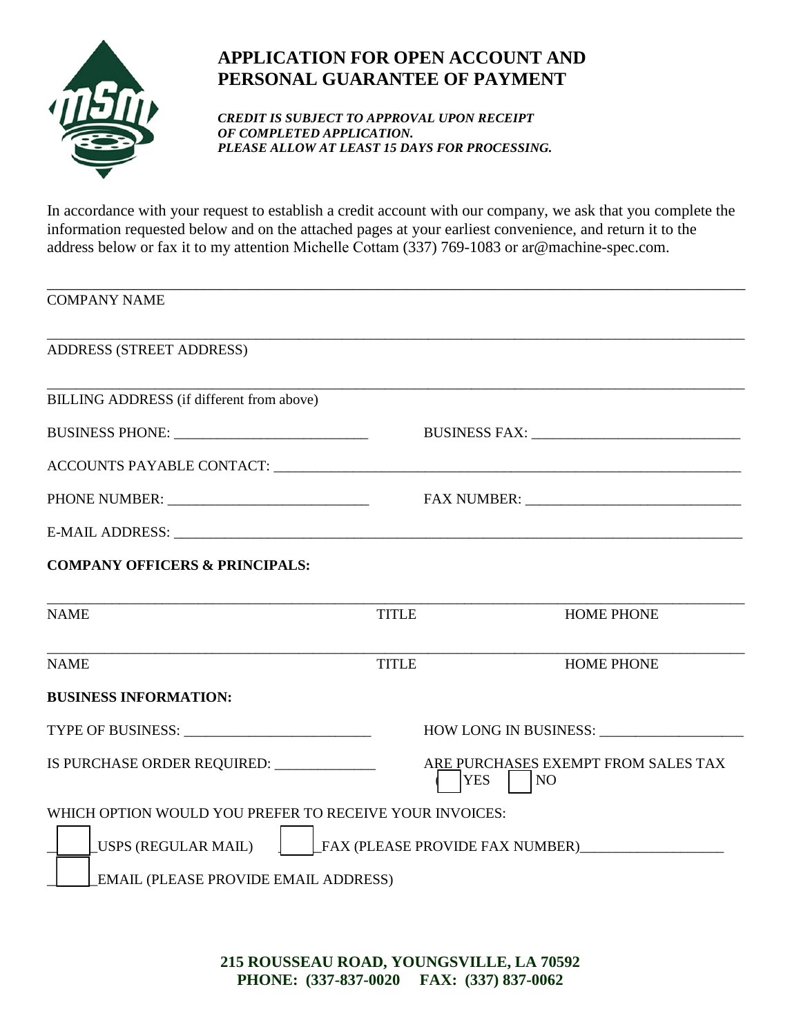# APPLICATION FOR OPEN ACCOUNT AND PERSONAL GUARANTEE OF PAYMENT

***CREDIT IS SUBJECT TO APPROVAL UPON RECEIPT OF COMPLETED APPLICATION. PLEASE ALLOW AT LEAST 15 DAYS FOR PROCESSING.***

In accordance with your request to establish a credit account with our company, we ask that you complete the information requested below and on the attached pages at your earliest convenience, and return it to the address below or fax it to my attention Michelle Cottam (337) 769-1083 or ar@machine-spec.com.

_______________________________________________________________________________

COMPANY NAME

_______________________________________________________________________________

ADDRESS (STREET ADDRESS)

_______________________________________________________________________________

BILLING ADDRESS (if different from above)

BUSINESS PHONE: ___________________________ BUSINESS FAX: ____________________________

ACCOUNTS PAYABLE CONTACT: _________________________________________________________________

PHONE NUMBER: ____________________________ FAX NUMBER: _____________________________

E-MAIL ADDRESS: ___________________________________________________________________________

**COMPANY OFFICERS & PRINCIPALS:**

_______________________________________________________________________________

NAME TITLE HOME PHONE

_______________________________________________________________________________

NAME TITLE HOME PHONE

**BUSINESS INFORMATION:**

TYPE OF BUSINESS: __________________________ HOW LONG IN BUSINESS: ___________________

IS PURCHASE ORDER REQUIRED: ______________ ARE PURCHASES EXEMPT FROM SALES TAX ☐ YES ☐ NO

WHICH OPTION WOULD YOU PREFER TO RECEIVE YOUR INVOICES:

☐ USPS (REGULAR MAIL) ☐ FAX (PLEASE PROVIDE FAX NUMBER)___________________

☐ EMAIL (PLEASE PROVIDE EMAIL ADDRESS)

**215 ROUSSEAU ROAD, YOUNGSVILLE, LA 70592**
**PHONE: (337-837-0020 FAX: (337) 837-0062**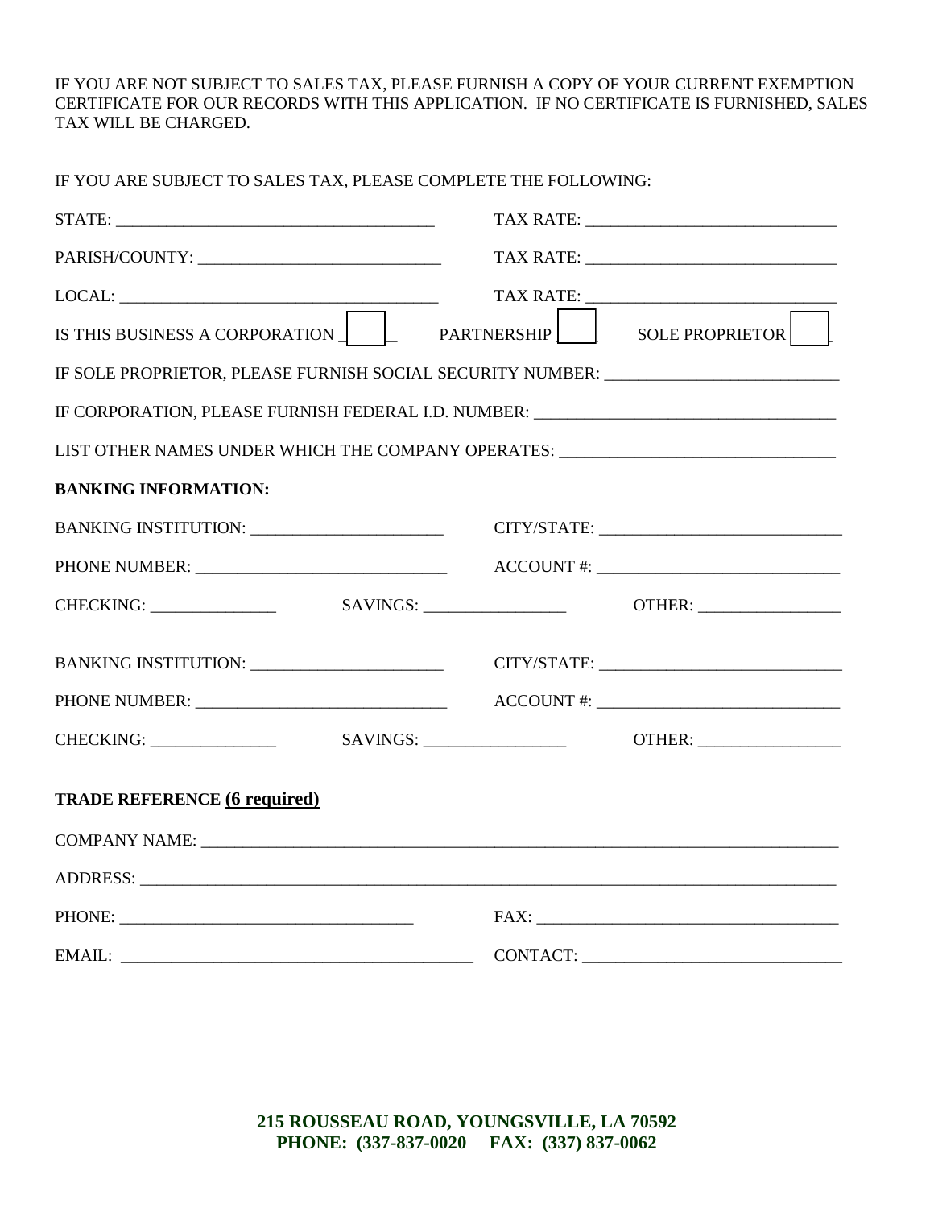IF YOU ARE NOT SUBJECT TO SALES TAX, PLEASE FURNISH A COPY OF YOUR CURRENT EXEMPTION CERTIFICATE FOR OUR RECORDS WITH THIS APPLICATION. IF NO CERTIFICATE IS FURNISHED, SALES TAX WILL BE CHARGED.

IF YOU ARE SUBJECT TO SALES TAX, PLEASE COMPLETE THE FOLLOWING:

STATE: ______________________________________ TAX RATE: ______________________________

PARISH/COUNTY: _____________________________ TAX RATE: ______________________________

LOCAL: ______________________________________ TAX RATE: ______________________________

IS THIS BUSINESS A CORPORATION ☐ PARTNERSHIP ☐ SOLE PROPRIETOR ☐

IF SOLE PROPRIETOR, PLEASE FURNISH SOCIAL SECURITY NUMBER: ___________________________

IF CORPORATION, PLEASE FURNISH FEDERAL I.D. NUMBER: ___________________________________

LIST OTHER NAMES UNDER WHICH THE COMPANY OPERATES: ________________________________

**BANKING INFORMATION:**

BANKING INSTITUTION: ______________________ CITY/STATE: ____________________________

PHONE NUMBER: _____________________________ ACCOUNT #: ____________________________

CHECKING: _______________ SAVINGS: _________________ OTHER: _________________

BANKING INSTITUTION: ______________________ CITY/STATE: ____________________________

PHONE NUMBER: _____________________________ ACCOUNT #: ____________________________

CHECKING: _______________ SAVINGS: _________________ OTHER: _________________

**TRADE REFERENCE <u>(6 required)</u>**

COMPANY NAME: ______________________________________________________________________________

ADDRESS: ___________________________________________________________________________________

PHONE: ___________________________________ FAX: ___________________________________

EMAIL: ___________________________________________ CONTACT: ______________________________

**215 ROUSSEAU ROAD, YOUNGSVILLE, LA 70592**
**PHONE: (337-837-0020 FAX: (337) 837-0062**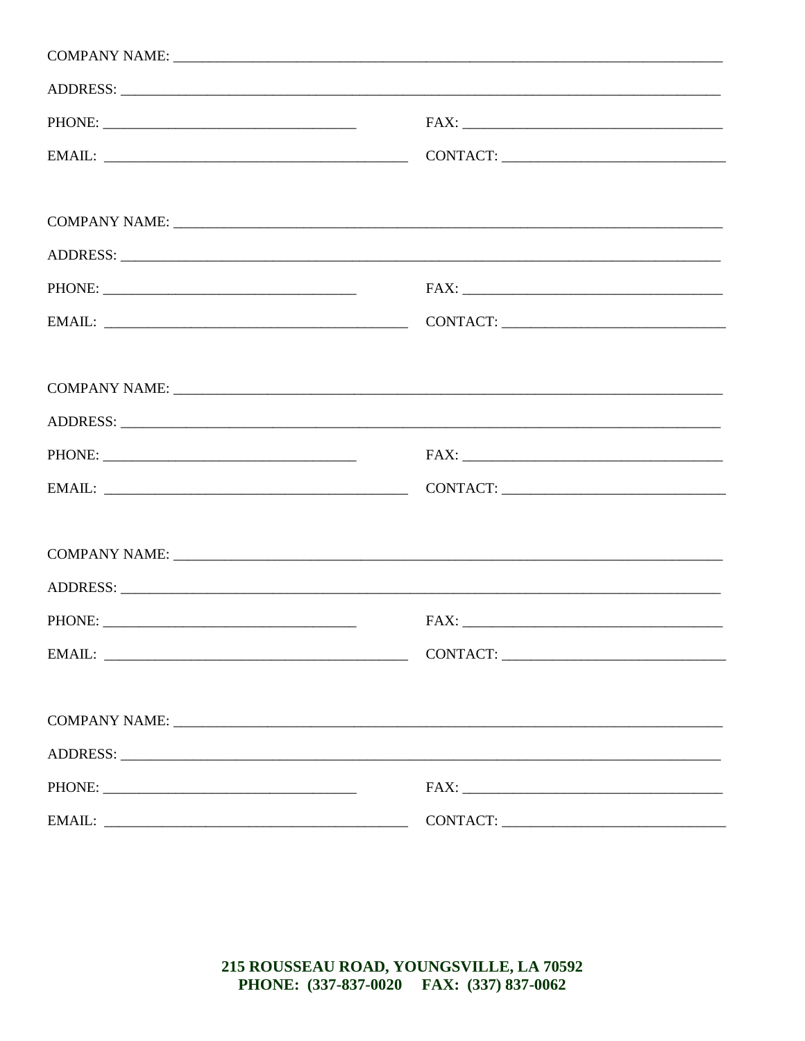COMPANY NAME: ______________________________________________________________________________

ADDRESS: __________________________________________________________________________________

PHONE: ___________________________________ FAX: ___________________________________

EMAIL: __________________________________________ CONTACT: ______________________________

COMPANY NAME: ______________________________________________________________________________

ADDRESS: __________________________________________________________________________________

PHONE: ___________________________________ FAX: ___________________________________

EMAIL: __________________________________________ CONTACT: ______________________________

COMPANY NAME: ______________________________________________________________________________

ADDRESS: __________________________________________________________________________________

PHONE: ___________________________________ FAX: ___________________________________

EMAIL: __________________________________________ CONTACT: ______________________________

COMPANY NAME: ______________________________________________________________________________

ADDRESS: __________________________________________________________________________________

PHONE: ___________________________________ FAX: ___________________________________

EMAIL: __________________________________________ CONTACT: ______________________________

COMPANY NAME: ______________________________________________________________________________

ADDRESS: __________________________________________________________________________________

PHONE: ___________________________________ FAX: ___________________________________

EMAIL: __________________________________________ CONTACT: ______________________________

**215 ROUSSEAU ROAD, YOUNGSVILLE, LA 70592**
**PHONE: (337-837-0020 FAX: (337) 837-0062**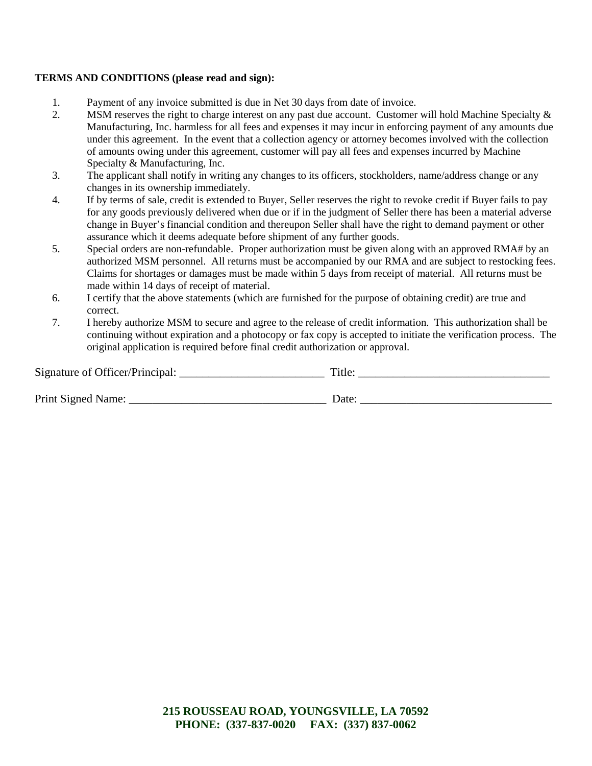**TERMS AND CONDITIONS (please read and sign):**

1. Payment of any invoice submitted is due in Net 30 days from date of invoice.
2. MSM reserves the right to charge interest on any past due account. Customer will hold Machine Specialty & Manufacturing, Inc. harmless for all fees and expenses it may incur in enforcing payment of any amounts due under this agreement. In the event that a collection agency or attorney becomes involved with the collection of amounts owing under this agreement, customer will pay all fees and expenses incurred by Machine Specialty & Manufacturing, Inc.
3. The applicant shall notify in writing any changes to its officers, stockholders, name/address change or any changes in its ownership immediately.
4. If by terms of sale, credit is extended to Buyer, Seller reserves the right to revoke credit if Buyer fails to pay for any goods previously delivered when due or if in the judgment of Seller there has been a material adverse change in Buyer's financial condition and thereupon Seller shall have the right to demand payment or other assurance which it deems adequate before shipment of any further goods.
5. Special orders are non-refundable. Proper authorization must be given along with an approved RMA# by an authorized MSM personnel. All returns must be accompanied by our RMA and are subject to restocking fees. Claims for shortages or damages must be made within 5 days from receipt of material. All returns must be made within 14 days of receipt of material.
6. I certify that the above statements (which are furnished for the purpose of obtaining credit) are true and correct.
7. I hereby authorize MSM to secure and agree to the release of credit information. This authorization shall be continuing without expiration and a photocopy or fax copy is accepted to initiate the verification process. The original application is required before final credit authorization or approval.

Signature of Officer/Principal: _________________________ Title: _________________________________

Print Signed Name: _________________________________ Date: _________________________________

**215 ROUSSEAU ROAD, YOUNGSVILLE, LA 70592**
**PHONE: (337-837-0020 FAX: (337) 837-0062**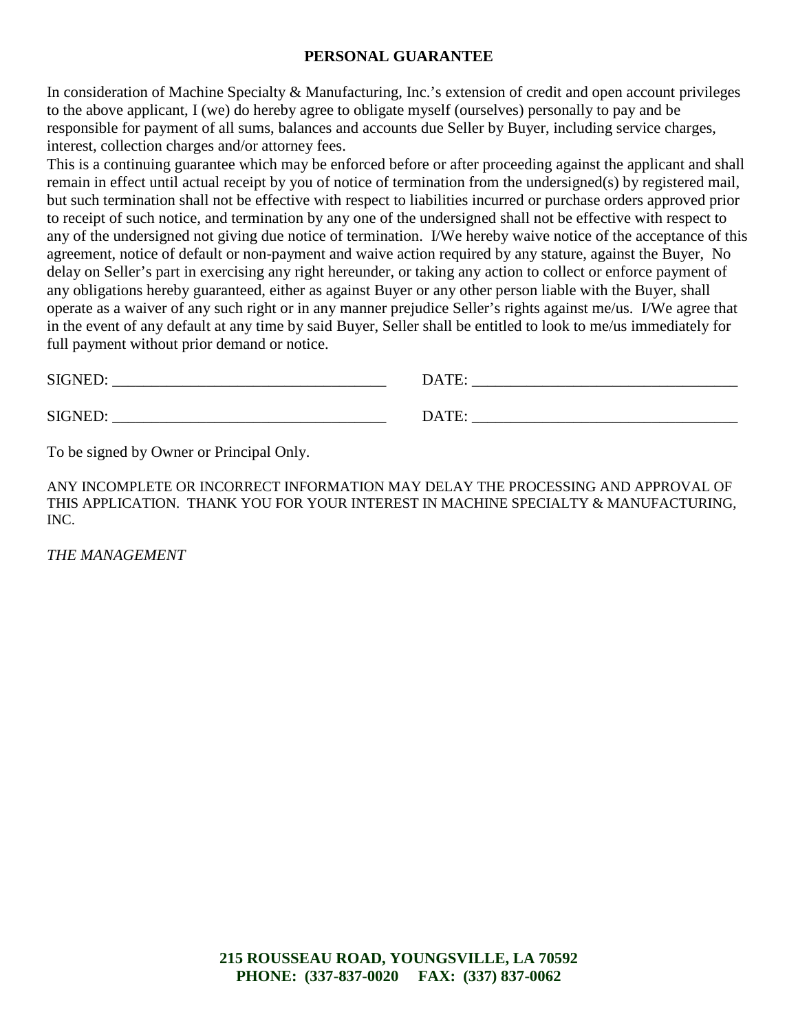## PERSONAL GUARANTEE

In consideration of Machine Specialty & Manufacturing, Inc.'s extension of credit and open account privileges to the above applicant, I (we) do hereby agree to obligate myself (ourselves) personally to pay and be responsible for payment of all sums, balances and accounts due Seller by Buyer, including service charges, interest, collection charges and/or attorney fees.

This is a continuing guarantee which may be enforced before or after proceeding against the applicant and shall remain in effect until actual receipt by you of notice of termination from the undersigned(s) by registered mail, but such termination shall not be effective with respect to liabilities incurred or purchase orders approved prior to receipt of such notice, and termination by any one of the undersigned shall not be effective with respect to any of the undersigned not giving due notice of termination. I/We hereby waive notice of the acceptance of this agreement, notice of default or non-payment and waive action required by any stature, against the Buyer, No delay on Seller's part in exercising any right hereunder, or taking any action to collect or enforce payment of any obligations hereby guaranteed, either as against Buyer or any other person liable with the Buyer, shall operate as a waiver of any such right or in any manner prejudice Seller's rights against me/us. I/We agree that in the event of any default at any time by said Buyer, Seller shall be entitled to look to me/us immediately for full payment without prior demand or notice.

SIGNED: ___________________________________ DATE: _________________________________

SIGNED: ___________________________________ DATE: _________________________________

To be signed by Owner or Principal Only.

ANY INCOMPLETE OR INCORRECT INFORMATION MAY DELAY THE PROCESSING AND APPROVAL OF THIS APPLICATION. THANK YOU FOR YOUR INTEREST IN MACHINE SPECIALTY & MANUFACTURING, INC.

*THE MANAGEMENT*

**215 ROUSSEAU ROAD, YOUNGSVILLE, LA 70592**
**PHONE: (337-837-0020 FAX: (337) 837-0062**